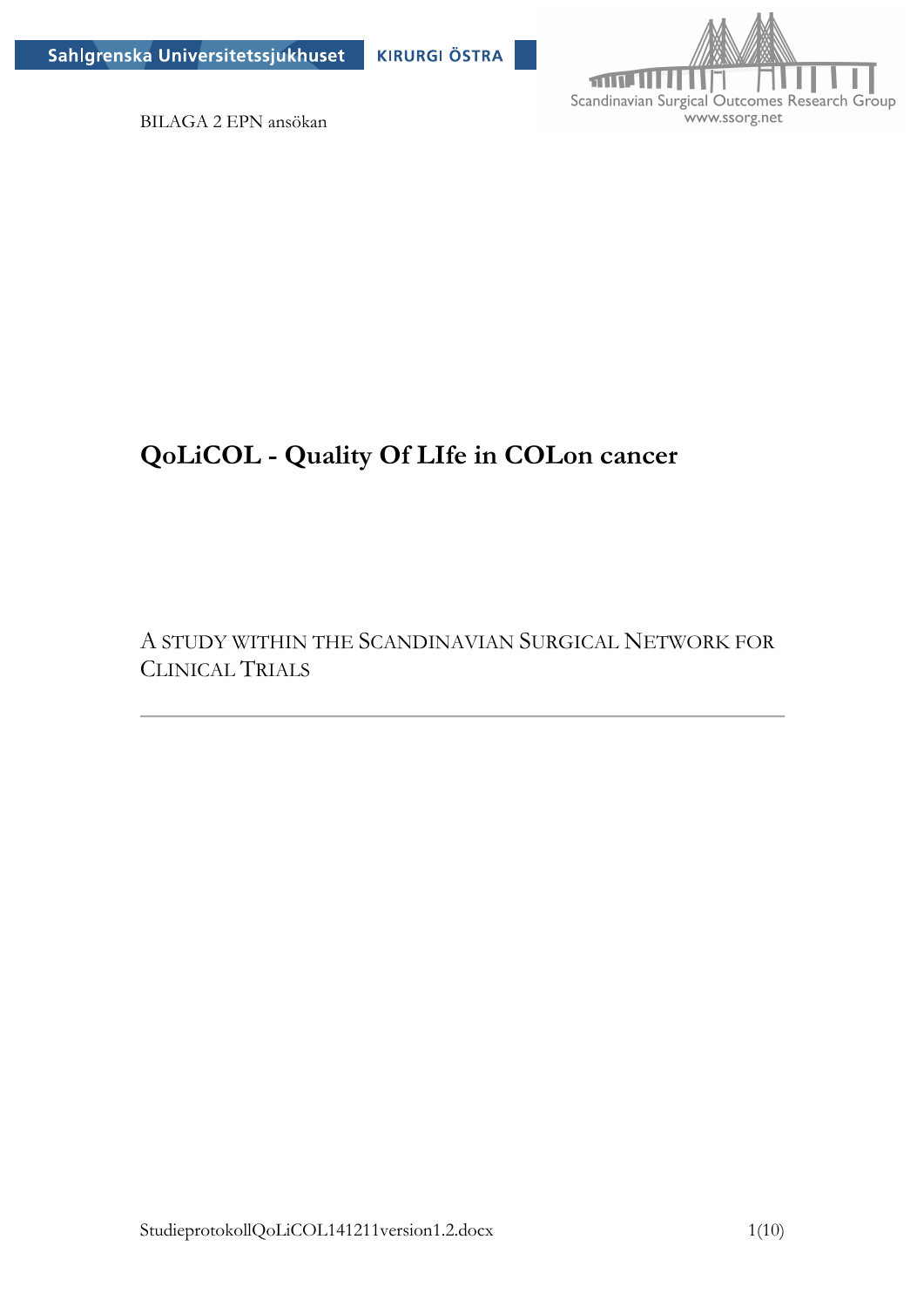Sahlgrenska Universitetssjukhuset KIRURGI ÖSTRA

Scandinavian Surgical Outcomes Research Group
www.ssorg.net

BILAGA 2 EPN ansökan

# QoLiCOL - Quality Of LIfe in COLon cancer

A STUDY WITHIN THE SCANDINAVIAN SURGICAL NETWORK FOR CLINICAL TRIALS

---

StudieprotokollQoLiCOL141211version1.2.docx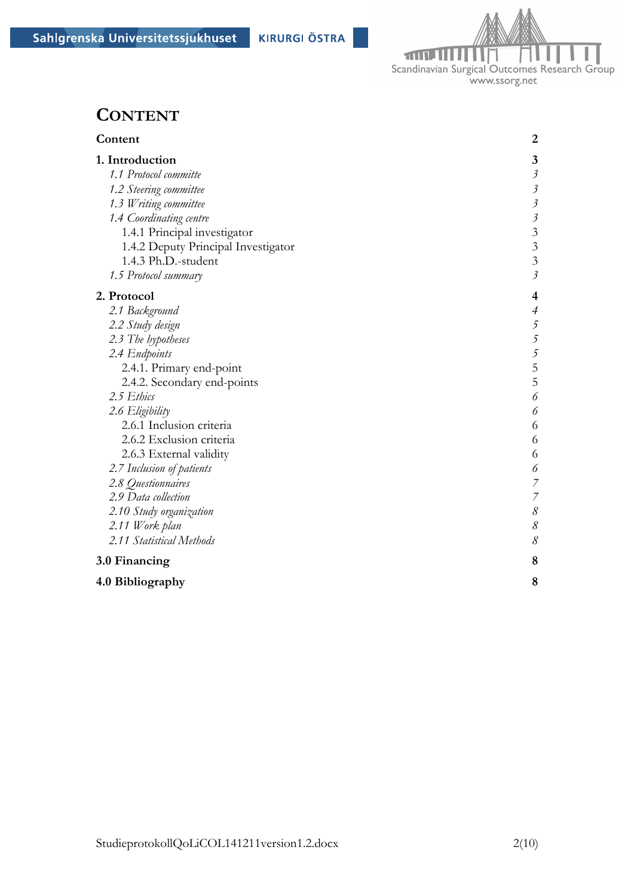# Content

| | |
|---|---|
| **Content** | **2** |
| **1. Introduction** | **3** |
| *1.1 Protocol committe* | *3* |
| *1.2 Steering committee* | *3* |
| *1.3 Writing committee* | *3* |
| *1.4 Coordinating centre* | *3* |
| 1.4.1 Principal investigator | 3 |
| 1.4.2 Deputy Principal Investigator | 3 |
| 1.4.3 Ph.D.-student | 3 |
| *1.5 Protocol summary* | *3* |
| **2. Protocol** | **4** |
| *2.1 Background* | *4* |
| *2.2 Study design* | *5* |
| *2.3 The hypotheses* | *5* |
| *2.4 Endpoints* | *5* |
| 2.4.1. Primary end-point | 5 |
| 2.4.2. Secondary end-points | 5 |
| *2.5 Ethics* | *6* |
| *2.6 Eligibility* | *6* |
| 2.6.1 Inclusion criteria | 6 |
| 2.6.2 Exclusion criteria | 6 |
| 2.6.3 External validity | 6 |
| *2.7 Inclusion of patients* | *6* |
| *2.8 Questionnaires* | *7* |
| *2.9 Data collection* | *7* |
| *2.10 Study organization* | *8* |
| *2.11 Work plan* | *8* |
| *2.11 Statistical Methods* | *8* |
| **3.0 Financing** | **8** |
| **4.0 Bibliography** | **8** |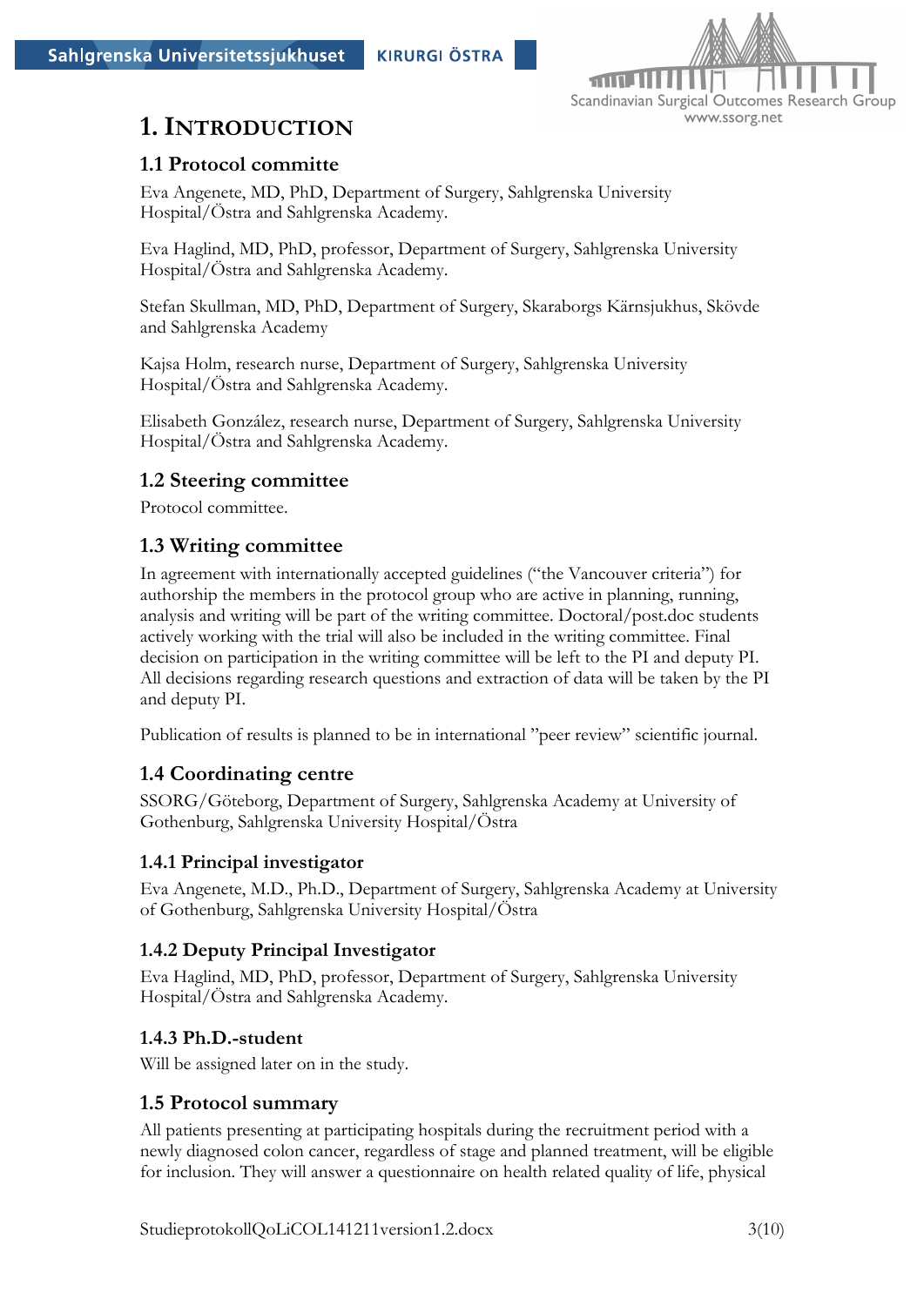# 1. Introduction

## 1.1 Protocol committe

Eva Angenete, MD, PhD, Department of Surgery, Sahlgrenska University Hospital/Östra and Sahlgrenska Academy.

Eva Haglind, MD, PhD, professor, Department of Surgery, Sahlgrenska University Hospital/Östra and Sahlgrenska Academy.

Stefan Skullman, MD, PhD, Department of Surgery, Skaraborgs Kärnsjukhus, Skövde and Sahlgrenska Academy

Kajsa Holm, research nurse, Department of Surgery, Sahlgrenska University Hospital/Östra and Sahlgrenska Academy.

Elisabeth González, research nurse, Department of Surgery, Sahlgrenska University Hospital/Östra and Sahlgrenska Academy.

## 1.2 Steering committee

Protocol committee.

## 1.3 Writing committee

In agreement with internationally accepted guidelines ("the Vancouver criteria") for authorship the members in the protocol group who are active in planning, running, analysis and writing will be part of the writing committee. Doctoral/post.doc students actively working with the trial will also be included in the writing committee. Final decision on participation in the writing committee will be left to the PI and deputy PI. All decisions regarding research questions and extraction of data will be taken by the PI and deputy PI.

Publication of results is planned to be in international "peer review" scientific journal.

## 1.4 Coordinating centre

SSORG/Göteborg, Department of Surgery, Sahlgrenska Academy at University of Gothenburg, Sahlgrenska University Hospital/Östra

### 1.4.1 Principal investigator

Eva Angenete, M.D., Ph.D., Department of Surgery, Sahlgrenska Academy at University of Gothenburg, Sahlgrenska University Hospital/Östra

### 1.4.2 Deputy Principal Investigator

Eva Haglind, MD, PhD, professor, Department of Surgery, Sahlgrenska University Hospital/Östra and Sahlgrenska Academy.

### 1.4.3 Ph.D.-student

Will be assigned later on in the study.

## 1.5 Protocol summary

All patients presenting at participating hospitals during the recruitment period with a newly diagnosed colon cancer, regardless of stage and planned treatment, will be eligible for inclusion. They will answer a questionnaire on health related quality of life, physical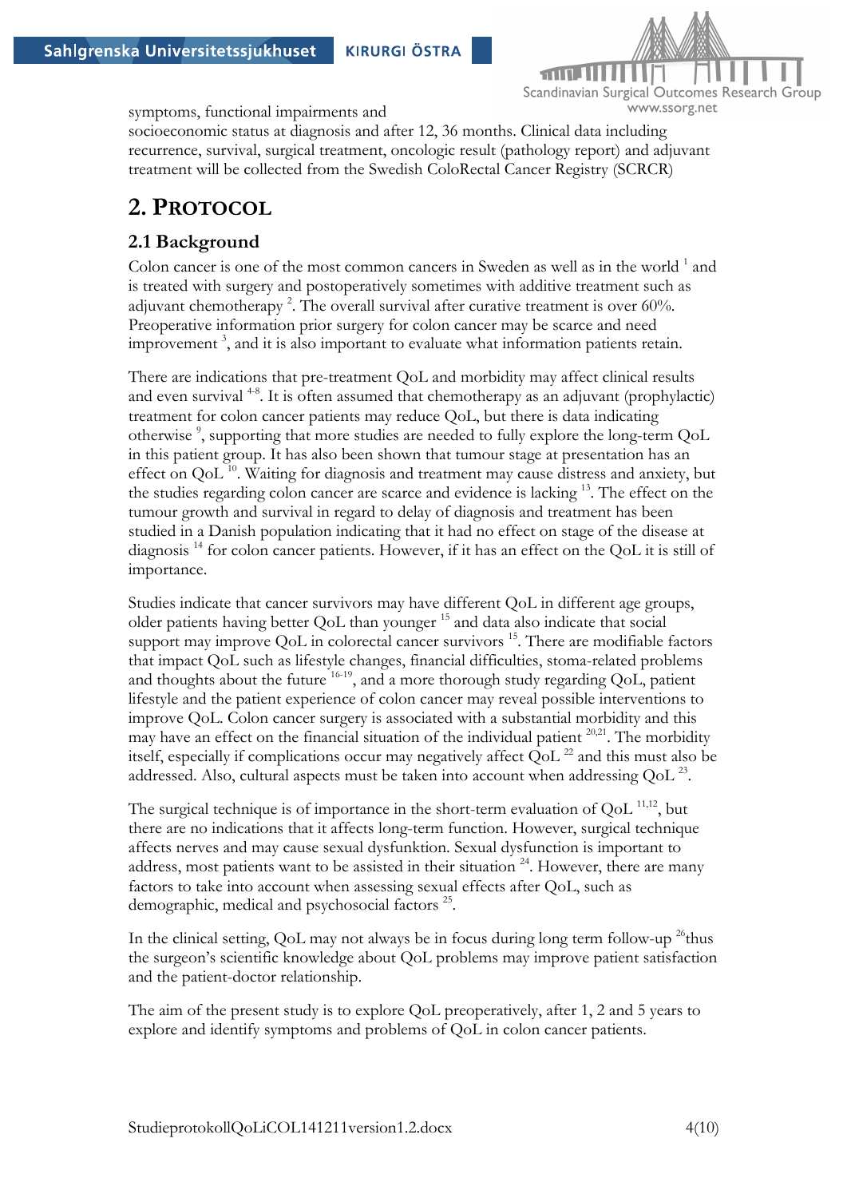symptoms, functional impairments and socioeconomic status at diagnosis and after 12, 36 months. Clinical data including recurrence, survival, surgical treatment, oncologic result (pathology report) and adjuvant treatment will be collected from the Swedish ColoRectal Cancer Registry (SCRCR)

# 2. PROTOCOL

## 2.1 Background

Colon cancer is one of the most common cancers in Sweden as well as in the world [1] and is treated with surgery and postoperatively sometimes with additive treatment such as adjuvant chemotherapy [2]. The overall survival after curative treatment is over 60%. Preoperative information prior surgery for colon cancer may be scarce and need improvement [3], and it is also important to evaluate what information patients retain.

There are indications that pre-treatment QoL and morbidity may affect clinical results and even survival [4-8]. It is often assumed that chemotherapy as an adjuvant (prophylactic) treatment for colon cancer patients may reduce QoL, but there is data indicating otherwise [9], supporting that more studies are needed to fully explore the long-term QoL in this patient group. It has also been shown that tumour stage at presentation has an effect on QoL [10]. Waiting for diagnosis and treatment may cause distress and anxiety, but the studies regarding colon cancer are scarce and evidence is lacking [13]. The effect on the tumour growth and survival in regard to delay of diagnosis and treatment has been studied in a Danish population indicating that it had no effect on stage of the disease at diagnosis [14] for colon cancer patients. However, if it has an effect on the QoL it is still of importance.

Studies indicate that cancer survivors may have different QoL in different age groups, older patients having better QoL than younger [15] and data also indicate that social support may improve QoL in colorectal cancer survivors [15]. There are modifiable factors that impact QoL such as lifestyle changes, financial difficulties, stoma-related problems and thoughts about the future [16-19], and a more thorough study regarding QoL, patient lifestyle and the patient experience of colon cancer may reveal possible interventions to improve QoL. Colon cancer surgery is associated with a substantial morbidity and this may have an effect on the financial situation of the individual patient [20,21]. The morbidity itself, especially if complications occur may negatively affect QoL [22] and this must also be addressed. Also, cultural aspects must be taken into account when addressing QoL [23].

The surgical technique is of importance in the short-term evaluation of QoL [11,12], but there are no indications that it affects long-term function. However, surgical technique affects nerves and may cause sexual dysfunktion. Sexual dysfunction is important to address, most patients want to be assisted in their situation [24]. However, there are many factors to take into account when assessing sexual effects after QoL, such as demographic, medical and psychosocial factors [25].

In the clinical setting, QoL may not always be in focus during long term follow-up [26]thus the surgeon's scientific knowledge about QoL problems may improve patient satisfaction and the patient-doctor relationship.

The aim of the present study is to explore QoL preoperatively, after 1, 2 and 5 years to explore and identify symptoms and problems of QoL in colon cancer patients.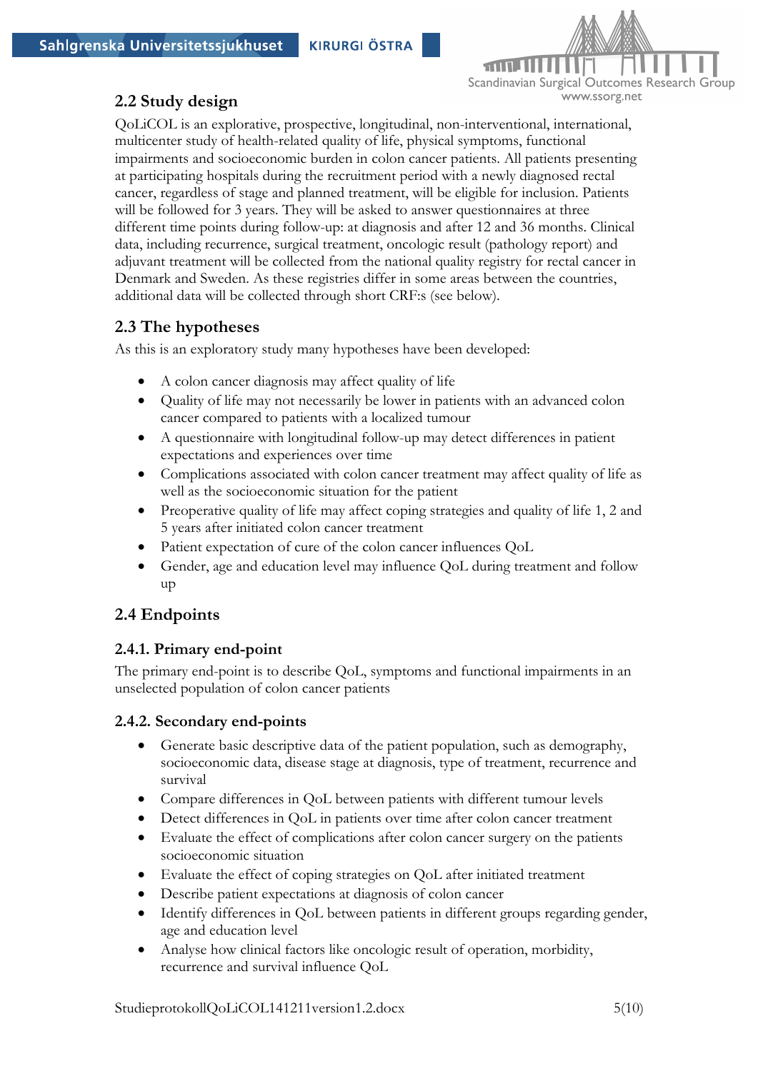## 2.2 Study design

QoLiCOL is an explorative, prospective, longitudinal, non-interventional, international, multicenter study of health-related quality of life, physical symptoms, functional impairments and socioeconomic burden in colon cancer patients. All patients presenting at participating hospitals during the recruitment period with a newly diagnosed rectal cancer, regardless of stage and planned treatment, will be eligible for inclusion. Patients will be followed for 3 years. They will be asked to answer questionnaires at three different time points during follow-up: at diagnosis and after 12 and 36 months. Clinical data, including recurrence, surgical treatment, oncologic result (pathology report) and adjuvant treatment will be collected from the national quality registry for rectal cancer in Denmark and Sweden. As these registries differ in some areas between the countries, additional data will be collected through short CRF:s (see below).

## 2.3 The hypotheses

As this is an exploratory study many hypotheses have been developed:

- A colon cancer diagnosis may affect quality of life
- Quality of life may not necessarily be lower in patients with an advanced colon cancer compared to patients with a localized tumour
- A questionnaire with longitudinal follow-up may detect differences in patient expectations and experiences over time
- Complications associated with colon cancer treatment may affect quality of life as well as the socioeconomic situation for the patient
- Preoperative quality of life may affect coping strategies and quality of life 1, 2 and 5 years after initiated colon cancer treatment
- Patient expectation of cure of the colon cancer influences QoL
- Gender, age and education level may influence QoL during treatment and follow up

## 2.4 Endpoints

### 2.4.1. Primary end-point

The primary end-point is to describe QoL, symptoms and functional impairments in an unselected population of colon cancer patients

### 2.4.2. Secondary end-points

- Generate basic descriptive data of the patient population, such as demography, socioeconomic data, disease stage at diagnosis, type of treatment, recurrence and survival
- Compare differences in QoL between patients with different tumour levels
- Detect differences in QoL in patients over time after colon cancer treatment
- Evaluate the effect of complications after colon cancer surgery on the patients socioeconomic situation
- Evaluate the effect of coping strategies on QoL after initiated treatment
- Describe patient expectations at diagnosis of colon cancer
- Identify differences in QoL between patients in different groups regarding gender, age and education level
- Analyse how clinical factors like oncologic result of operation, morbidity, recurrence and survival influence QoL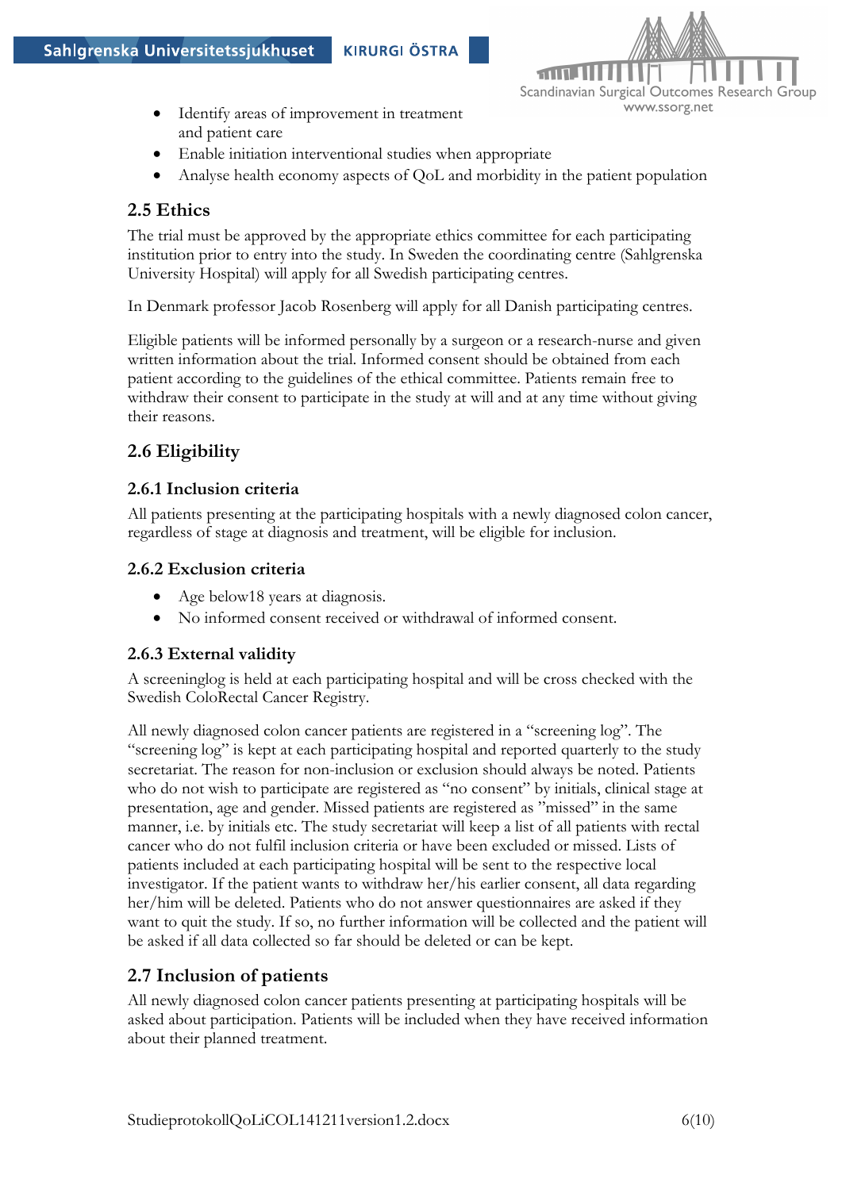- Identify areas of improvement in treatment and patient care
- Enable initiation interventional studies when appropriate
- Analyse health economy aspects of QoL and morbidity in the patient population

## 2.5 Ethics

The trial must be approved by the appropriate ethics committee for each participating institution prior to entry into the study. In Sweden the coordinating centre (Sahlgrenska University Hospital) will apply for all Swedish participating centres.

In Denmark professor Jacob Rosenberg will apply for all Danish participating centres.

Eligible patients will be informed personally by a surgeon or a research-nurse and given written information about the trial. Informed consent should be obtained from each patient according to the guidelines of the ethical committee. Patients remain free to withdraw their consent to participate in the study at will and at any time without giving their reasons.

## 2.6 Eligibility

### 2.6.1 Inclusion criteria

All patients presenting at the participating hospitals with a newly diagnosed colon cancer, regardless of stage at diagnosis and treatment, will be eligible for inclusion.

### 2.6.2 Exclusion criteria

- Age below18 years at diagnosis.
- No informed consent received or withdrawal of informed consent.

### 2.6.3 External validity

A screeninglog is held at each participating hospital and will be cross checked with the Swedish ColoRectal Cancer Registry.

All newly diagnosed colon cancer patients are registered in a "screening log". The "screening log" is kept at each participating hospital and reported quarterly to the study secretariat. The reason for non-inclusion or exclusion should always be noted. Patients who do not wish to participate are registered as "no consent" by initials, clinical stage at presentation, age and gender. Missed patients are registered as "missed" in the same manner, i.e. by initials etc. The study secretariat will keep a list of all patients with rectal cancer who do not fulfil inclusion criteria or have been excluded or missed. Lists of patients included at each participating hospital will be sent to the respective local investigator. If the patient wants to withdraw her/his earlier consent, all data regarding her/him will be deleted. Patients who do not answer questionnaires are asked if they want to quit the study. If so, no further information will be collected and the patient will be asked if all data collected so far should be deleted or can be kept.

## 2.7 Inclusion of patients

All newly diagnosed colon cancer patients presenting at participating hospitals will be asked about participation. Patients will be included when they have received information about their planned treatment.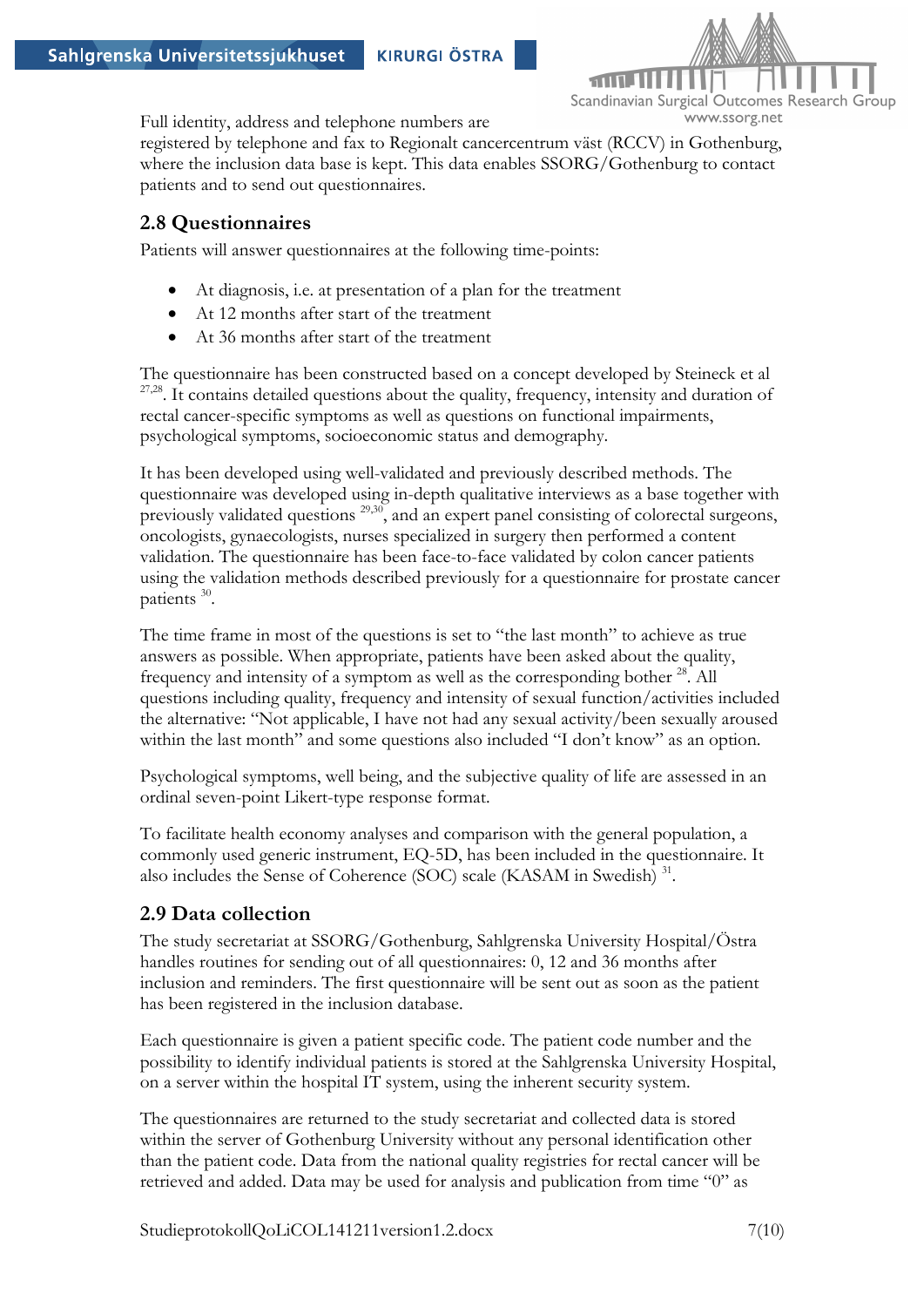Full identity, address and telephone numbers are registered by telephone and fax to Regionalt cancercentrum väst (RCCV) in Gothenburg, where the inclusion data base is kept. This data enables SSORG/Gothenburg to contact patients and to send out questionnaires.

## 2.8 Questionnaires

Patients will answer questionnaires at the following time-points:

- At diagnosis, i.e. at presentation of a plan for the treatment
- At 12 months after start of the treatment
- At 36 months after start of the treatment

The questionnaire has been constructed based on a concept developed by Steineck et al [27,28]. It contains detailed questions about the quality, frequency, intensity and duration of rectal cancer-specific symptoms as well as questions on functional impairments, psychological symptoms, socioeconomic status and demography.

It has been developed using well-validated and previously described methods. The questionnaire was developed using in-depth qualitative interviews as a base together with previously validated questions [29,30], and an expert panel consisting of colorectal surgeons, oncologists, gynaecologists, nurses specialized in surgery then performed a content validation. The questionnaire has been face-to-face validated by colon cancer patients using the validation methods described previously for a questionnaire for prostate cancer patients [30].

The time frame in most of the questions is set to "the last month" to achieve as true answers as possible. When appropriate, patients have been asked about the quality, frequency and intensity of a symptom as well as the corresponding bother [28]. All questions including quality, frequency and intensity of sexual function/activities included the alternative: "Not applicable, I have not had any sexual activity/been sexually aroused within the last month" and some questions also included "I don't know" as an option.

Psychological symptoms, well being, and the subjective quality of life are assessed in an ordinal seven-point Likert-type response format.

To facilitate health economy analyses and comparison with the general population, a commonly used generic instrument, EQ-5D, has been included in the questionnaire. It also includes the Sense of Coherence (SOC) scale (KASAM in Swedish) [31].

## 2.9 Data collection

The study secretariat at SSORG/Gothenburg, Sahlgrenska University Hospital/Östra handles routines for sending out of all questionnaires: 0, 12 and 36 months after inclusion and reminders. The first questionnaire will be sent out as soon as the patient has been registered in the inclusion database.

Each questionnaire is given a patient specific code. The patient code number and the possibility to identify individual patients is stored at the Sahlgrenska University Hospital, on a server within the hospital IT system, using the inherent security system.

The questionnaires are returned to the study secretariat and collected data is stored within the server of Gothenburg University without any personal identification other than the patient code. Data from the national quality registries for rectal cancer will be retrieved and added. Data may be used for analysis and publication from time "0" as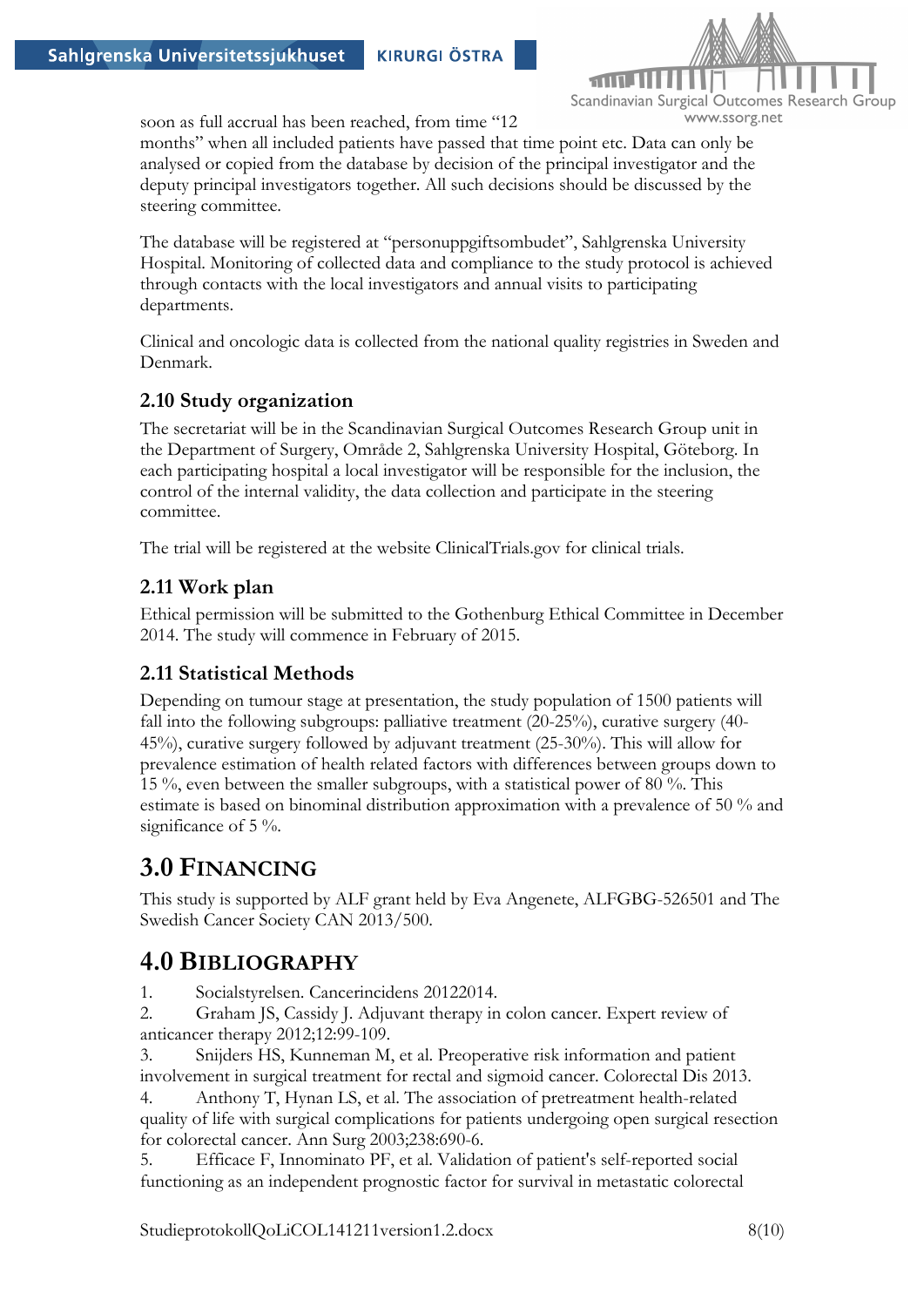soon as full accrual has been reached, from time "12 months" when all included patients have passed that time point etc. Data can only be analysed or copied from the database by decision of the principal investigator and the deputy principal investigators together. All such decisions should be discussed by the steering committee.

The database will be registered at "personuppgiftsombudet", Sahlgrenska University Hospital. Monitoring of collected data and compliance to the study protocol is achieved through contacts with the local investigators and annual visits to participating departments.

Clinical and oncologic data is collected from the national quality registries in Sweden and Denmark.

### 2.10 Study organization

The secretariat will be in the Scandinavian Surgical Outcomes Research Group unit in the Department of Surgery, Område 2, Sahlgrenska University Hospital, Göteborg. In each participating hospital a local investigator will be responsible for the inclusion, the control of the internal validity, the data collection and participate in the steering committee.

The trial will be registered at the website ClinicalTrials.gov for clinical trials.

### 2.11 Work plan

Ethical permission will be submitted to the Gothenburg Ethical Committee in December 2014. The study will commence in February of 2015.

### 2.11 Statistical Methods

Depending on tumour stage at presentation, the study population of 1500 patients will fall into the following subgroups: palliative treatment (20-25%), curative surgery (40-45%), curative surgery followed by adjuvant treatment (25-30%). This will allow for prevalence estimation of health related factors with differences between groups down to 15 %, even between the smaller subgroups, with a statistical power of 80 %. This estimate is based on binominal distribution approximation with a prevalence of 50 % and significance of 5 %.

## 3.0 Financing

This study is supported by ALF grant held by Eva Angenete, ALFGBG-526501 and The Swedish Cancer Society CAN 2013/500.

## 4.0 Bibliography

1. Socialstyrelsen. Cancerincidens 20122014.
2. Graham JS, Cassidy J. Adjuvant therapy in colon cancer. Expert review of anticancer therapy 2012;12:99-109.
3. Snijders HS, Kunneman M, et al. Preoperative risk information and patient involvement in surgical treatment for rectal and sigmoid cancer. Colorectal Dis 2013.
4. Anthony T, Hynan LS, et al. The association of pretreatment health-related quality of life with surgical complications for patients undergoing open surgical resection for colorectal cancer. Ann Surg 2003;238:690-6.
5. Efficace F, Innominato PF, et al. Validation of patient's self-reported social functioning as an independent prognostic factor for survival in metastatic colorectal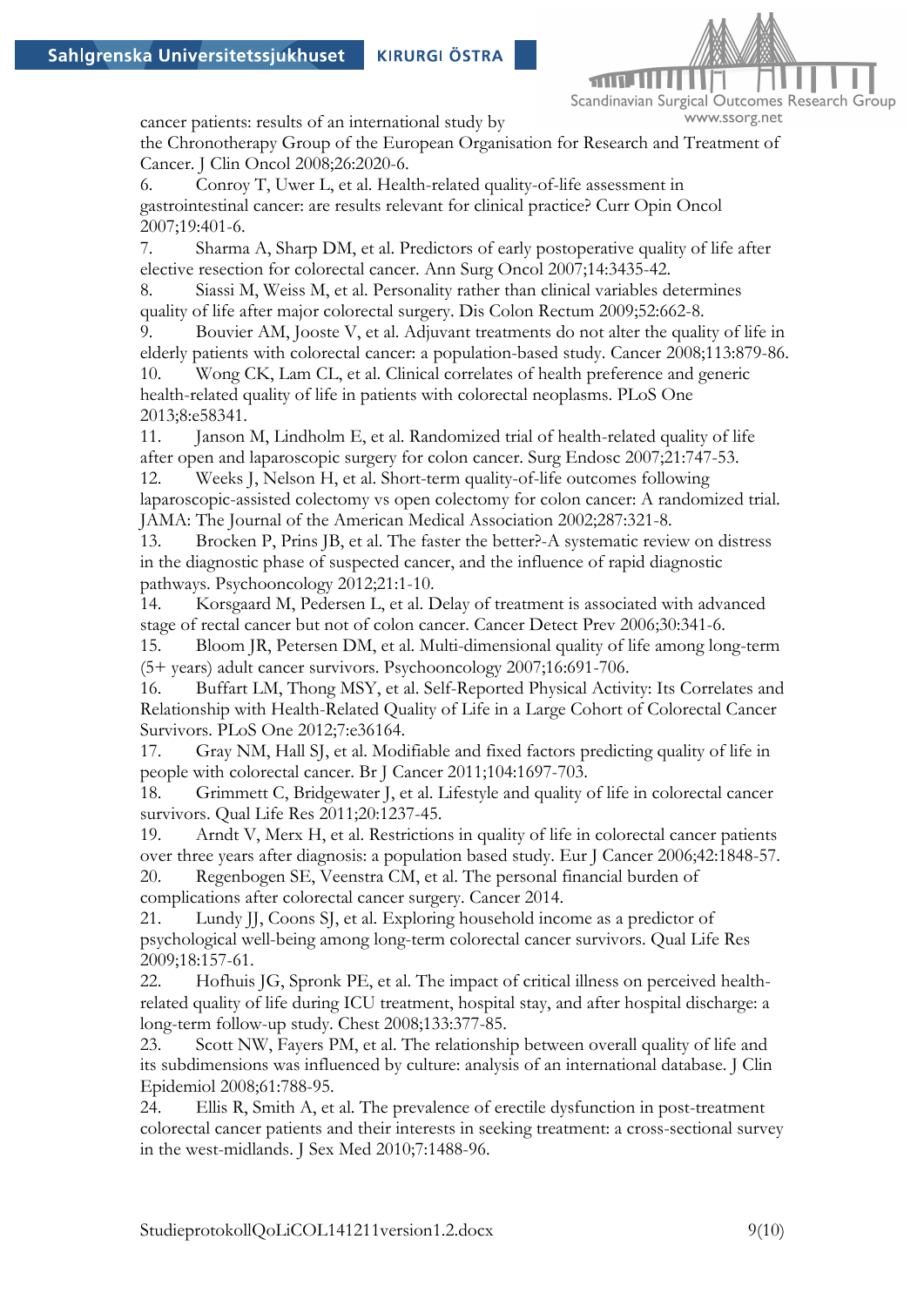cancer patients: results of an international study by the Chronotherapy Group of the European Organisation for Research and Treatment of Cancer. J Clin Oncol 2008;26:2020-6.

6. Conroy T, Uwer L, et al. Health-related quality-of-life assessment in gastrointestinal cancer: are results relevant for clinical practice? Curr Opin Oncol 2007;19:401-6.
7. Sharma A, Sharp DM, et al. Predictors of early postoperative quality of life after elective resection for colorectal cancer. Ann Surg Oncol 2007;14:3435-42.
8. Siassi M, Weiss M, et al. Personality rather than clinical variables determines quality of life after major colorectal surgery. Dis Colon Rectum 2009;52:662-8.
9. Bouvier AM, Jooste V, et al. Adjuvant treatments do not alter the quality of life in elderly patients with colorectal cancer: a population-based study. Cancer 2008;113:879-86.
10. Wong CK, Lam CL, et al. Clinical correlates of health preference and generic health-related quality of life in patients with colorectal neoplasms. PLoS One 2013;8:e58341.
11. Janson M, Lindholm E, et al. Randomized trial of health-related quality of life after open and laparoscopic surgery for colon cancer. Surg Endosc 2007;21:747-53.
12. Weeks J, Nelson H, et al. Short-term quality-of-life outcomes following laparoscopic-assisted colectomy vs open colectomy for colon cancer: A randomized trial. JAMA: The Journal of the American Medical Association 2002;287:321-8.
13. Brocken P, Prins JB, et al. The faster the better?-A systematic review on distress in the diagnostic phase of suspected cancer, and the influence of rapid diagnostic pathways. Psychooncology 2012;21:1-10.
14. Korsgaard M, Pedersen L, et al. Delay of treatment is associated with advanced stage of rectal cancer but not of colon cancer. Cancer Detect Prev 2006;30:341-6.
15. Bloom JR, Petersen DM, et al. Multi-dimensional quality of life among long-term (5+ years) adult cancer survivors. Psychooncology 2007;16:691-706.
16. Buffart LM, Thong MSY, et al. Self-Reported Physical Activity: Its Correlates and Relationship with Health-Related Quality of Life in a Large Cohort of Colorectal Cancer Survivors. PLoS One 2012;7:e36164.
17. Gray NM, Hall SJ, et al. Modifiable and fixed factors predicting quality of life in people with colorectal cancer. Br J Cancer 2011;104:1697-703.
18. Grimmett C, Bridgewater J, et al. Lifestyle and quality of life in colorectal cancer survivors. Qual Life Res 2011;20:1237-45.
19. Arndt V, Merx H, et al. Restrictions in quality of life in colorectal cancer patients over three years after diagnosis: a population based study. Eur J Cancer 2006;42:1848-57.
20. Regenbogen SE, Veenstra CM, et al. The personal financial burden of complications after colorectal cancer surgery. Cancer 2014.
21. Lundy JJ, Coons SJ, et al. Exploring household income as a predictor of psychological well-being among long-term colorectal cancer survivors. Qual Life Res 2009;18:157-61.
22. Hofhuis JG, Spronk PE, et al. The impact of critical illness on perceived health-related quality of life during ICU treatment, hospital stay, and after hospital discharge: a long-term follow-up study. Chest 2008;133:377-85.
23. Scott NW, Fayers PM, et al. The relationship between overall quality of life and its subdimensions was influenced by culture: analysis of an international database. J Clin Epidemiol 2008;61:788-95.
24. Ellis R, Smith A, et al. The prevalence of erectile dysfunction in post-treatment colorectal cancer patients and their interests in seeking treatment: a cross-sectional survey in the west-midlands. J Sex Med 2010;7:1488-96.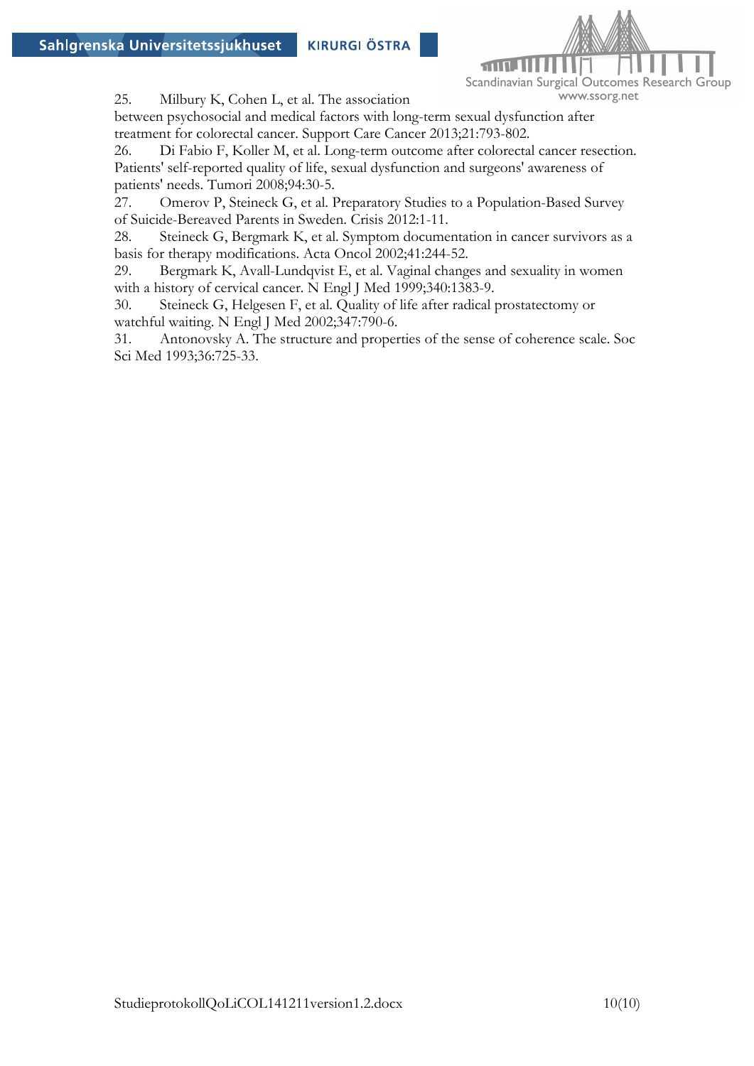25. Milbury K, Cohen L, et al. The association between psychosocial and medical factors with long-term sexual dysfunction after treatment for colorectal cancer. Support Care Cancer 2013;21:793-802.
26. Di Fabio F, Koller M, et al. Long-term outcome after colorectal cancer resection. Patients' self-reported quality of life, sexual dysfunction and surgeons' awareness of patients' needs. Tumori 2008;94:30-5.
27. Omerov P, Steineck G, et al. Preparatory Studies to a Population-Based Survey of Suicide-Bereaved Parents in Sweden. Crisis 2012:1-11.
28. Steineck G, Bergmark K, et al. Symptom documentation in cancer survivors as a basis for therapy modifications. Acta Oncol 2002;41:244-52.
29. Bergmark K, Avall-Lundqvist E, et al. Vaginal changes and sexuality in women with a history of cervical cancer. N Engl J Med 1999;340:1383-9.
30. Steineck G, Helgesen F, et al. Quality of life after radical prostatectomy or watchful waiting. N Engl J Med 2002;347:790-6.
31. Antonovsky A. The structure and properties of the sense of coherence scale. Soc Sci Med 1993;36:725-33.